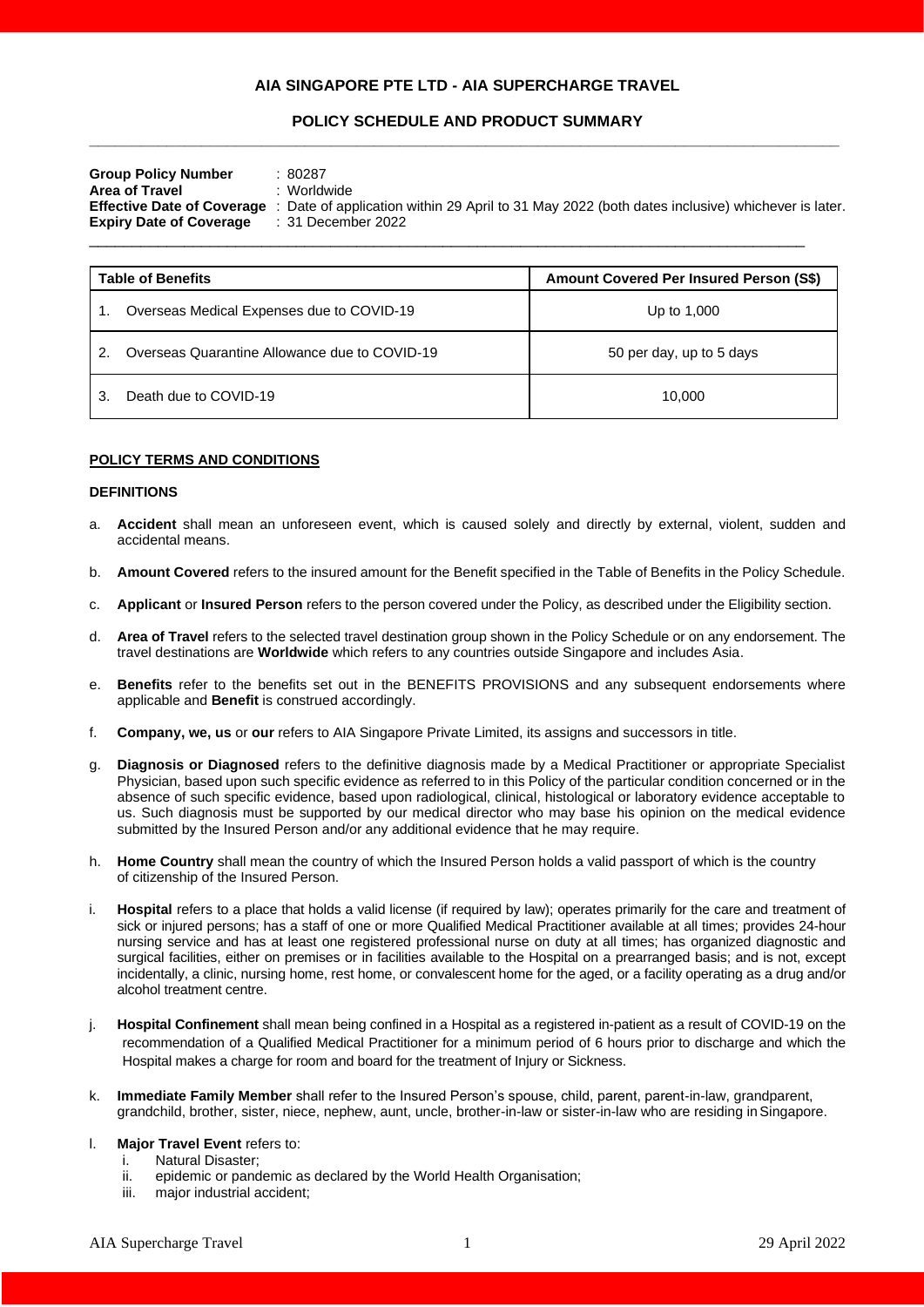**AIA SINGAPORE PTE LTD - AIA SUPERCHARGE TRAVEL**

**POLICY SCHEDULE AND PRODUCT SUMMARY**

**Group Policy Number** : 80287
**Area of Travel** : Worldwide
**Effective Date of Coverage** : Date of application within 29 April to 31 May 2022 (both dates inclusive) whichever is later.
**Expiry Date of Coverage** : 31 December 2022

| Table of Benefits | Amount Covered Per Insured Person (S$) |
|---|---|
| 1. Overseas Medical Expenses due to COVID-19 | Up to 1,000 |
| 2. Overseas Quarantine Allowance due to COVID-19 | 50 per day, up to 5 days |
| 3. Death due to COVID-19 | 10,000 |

**POLICY TERMS AND CONDITIONS**

**DEFINITIONS**

a. **Accident** shall mean an unforeseen event, which is caused solely and directly by external, violent, sudden and accidental means.

b. **Amount Covered** refers to the insured amount for the Benefit specified in the Table of Benefits in the Policy Schedule.

c. **Applicant** or **Insured Person** refers to the person covered under the Policy, as described under the Eligibility section.

d. **Area of Travel** refers to the selected travel destination group shown in the Policy Schedule or on any endorsement. The travel destinations are **Worldwide** which refers to any countries outside Singapore and includes Asia.

e. **Benefits** refer to the benefits set out in the BENEFITS PROVISIONS and any subsequent endorsements where applicable and **Benefit** is construed accordingly.

f. **Company, we, us** or **our** refers to AIA Singapore Private Limited, its assigns and successors in title.

g. **Diagnosis or Diagnosed** refers to the definitive diagnosis made by a Medical Practitioner or appropriate Specialist Physician, based upon such specific evidence as referred to in this Policy of the particular condition concerned or in the absence of such specific evidence, based upon radiological, clinical, histological or laboratory evidence acceptable to us. Such diagnosis must be supported by our medical director who may base his opinion on the medical evidence submitted by the Insured Person and/or any additional evidence that he may require.

h. **Home Country** shall mean the country of which the Insured Person holds a valid passport of which is the country of citizenship of the Insured Person.

i. **Hospital** refers to a place that holds a valid license (if required by law); operates primarily for the care and treatment of sick or injured persons; has a staff of one or more Qualified Medical Practitioner available at all times; provides 24-hour nursing service and has at least one registered professional nurse on duty at all times; has organized diagnostic and surgical facilities, either on premises or in facilities available to the Hospital on a prearranged basis; and is not, except incidentally, a clinic, nursing home, rest home, or convalescent home for the aged, or a facility operating as a drug and/or alcohol treatment centre.

j. **Hospital Confinement** shall mean being confined in a Hospital as a registered in-patient as a result of COVID-19 on the recommendation of a Qualified Medical Practitioner for a minimum period of 6 hours prior to discharge and which the Hospital makes a charge for room and board for the treatment of Injury or Sickness.

k. **Immediate Family Member** shall refer to the Insured Person's spouse, child, parent, parent-in-law, grandparent, grandchild, brother, sister, niece, nephew, aunt, uncle, brother-in-law or sister-in-law who are residing in Singapore.

l. **Major Travel Event** refers to:
   i. Natural Disaster;
   ii. epidemic or pandemic as declared by the World Health Organisation;
   iii. major industrial accident;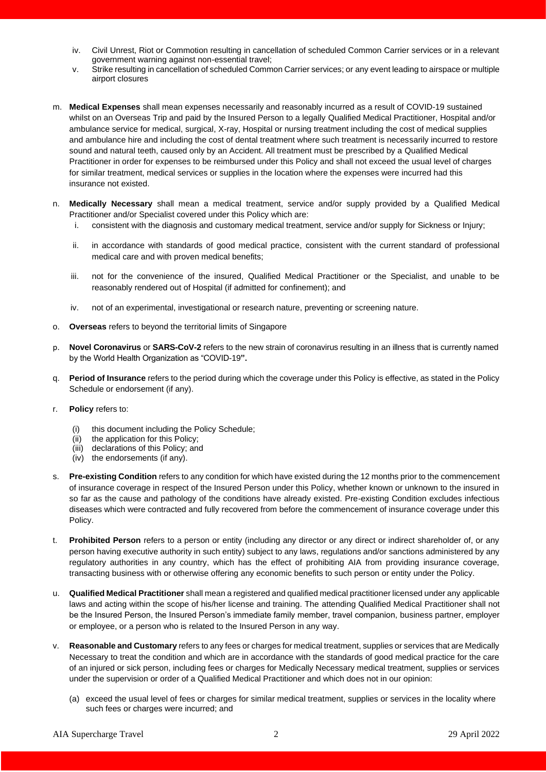iv. Civil Unrest, Riot or Commotion resulting in cancellation of scheduled Common Carrier services or in a relevant government warning against non-essential travel;

v. Strike resulting in cancellation of scheduled Common Carrier services; or any event leading to airspace or multiple airport closures

m. **Medical Expenses** shall mean expenses necessarily and reasonably incurred as a result of COVID-19 sustained whilst on an Overseas Trip and paid by the Insured Person to a legally Qualified Medical Practitioner, Hospital and/or ambulance service for medical, surgical, X-ray, Hospital or nursing treatment including the cost of medical supplies and ambulance hire and including the cost of dental treatment where such treatment is necessarily incurred to restore sound and natural teeth, caused only by an Accident. All treatment must be prescribed by a Qualified Medical Practitioner in order for expenses to be reimbursed under this Policy and shall not exceed the usual level of charges for similar treatment, medical services or supplies in the location where the expenses were incurred had this insurance not existed.

n. **Medically Necessary** shall mean a medical treatment, service and/or supply provided by a Qualified Medical Practitioner and/or Specialist covered under this Policy which are:

   i. consistent with the diagnosis and customary medical treatment, service and/or supply for Sickness or Injury;

   ii. in accordance with standards of good medical practice, consistent with the current standard of professional medical care and with proven medical benefits;

   iii. not for the convenience of the insured, Qualified Medical Practitioner or the Specialist, and unable to be reasonably rendered out of Hospital (if admitted for confinement); and

   iv. not of an experimental, investigational or research nature, preventing or screening nature.

o. **Overseas** refers to beyond the territorial limits of Singapore

p. **Novel Coronavirus** or **SARS-CoV-2** refers to the new strain of coronavirus resulting in an illness that is currently named by the World Health Organization as "COVID-19**".**

q. **Period of Insurance** refers to the period during which the coverage under this Policy is effective, as stated in the Policy Schedule or endorsement (if any).

r. **Policy** refers to:

   (i) this document including the Policy Schedule;
   (ii) the application for this Policy;
   (iii) declarations of this Policy; and
   (iv) the endorsements (if any).

s. **Pre-existing Condition** refers to any condition for which have existed during the 12 months prior to the commencement of insurance coverage in respect of the Insured Person under this Policy, whether known or unknown to the insured in so far as the cause and pathology of the conditions have already existed. Pre-existing Condition excludes infectious diseases which were contracted and fully recovered from before the commencement of insurance coverage under this Policy.

t. **Prohibited Person** refers to a person or entity (including any director or any direct or indirect shareholder of, or any person having executive authority in such entity) subject to any laws, regulations and/or sanctions administered by any regulatory authorities in any country, which has the effect of prohibiting AIA from providing insurance coverage, transacting business with or otherwise offering any economic benefits to such person or entity under the Policy.

u. **Qualified Medical Practitioner** shall mean a registered and qualified medical practitioner licensed under any applicable laws and acting within the scope of his/her license and training. The attending Qualified Medical Practitioner shall not be the Insured Person, the Insured Person's immediate family member, travel companion, business partner, employer or employee, or a person who is related to the Insured Person in any way.

v. **Reasonable and Customary** refers to any fees or charges for medical treatment, supplies or services that are Medically Necessary to treat the condition and which are in accordance with the standards of good medical practice for the care of an injured or sick person, including fees or charges for Medically Necessary medical treatment, supplies or services under the supervision or order of a Qualified Medical Practitioner and which does not in our opinion:

   (a) exceed the usual level of fees or charges for similar medical treatment, supplies or services in the locality where such fees or charges were incurred; and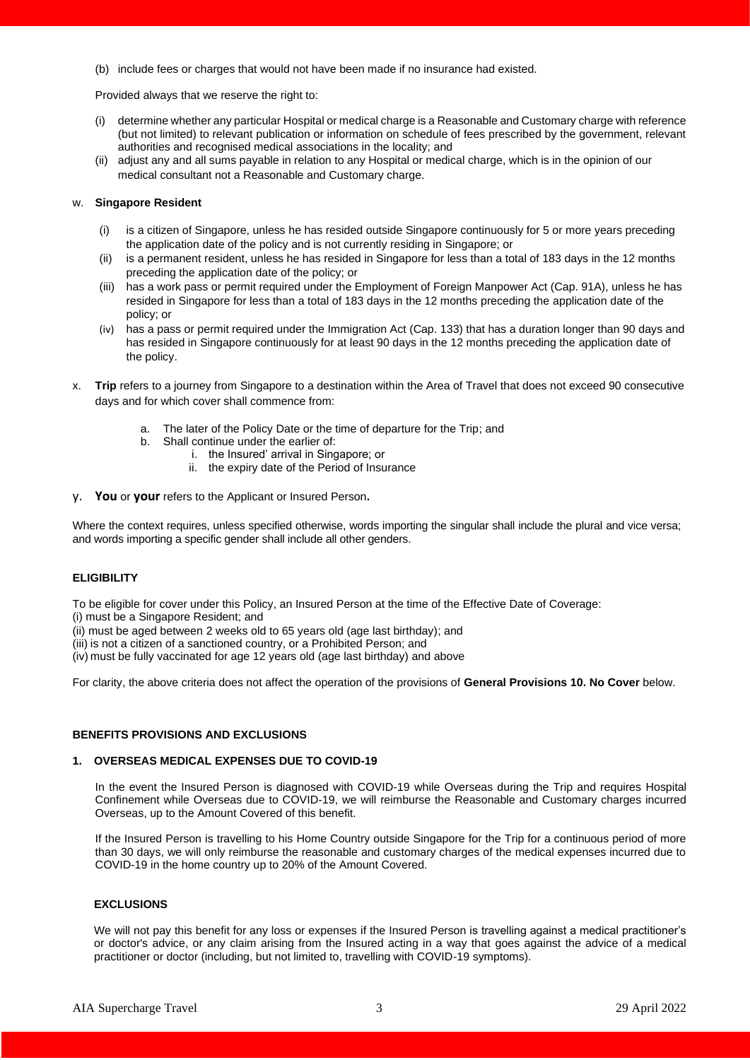(b) include fees or charges that would not have been made if no insurance had existed.

Provided always that we reserve the right to:

(i) determine whether any particular Hospital or medical charge is a Reasonable and Customary charge with reference (but not limited) to relevant publication or information on schedule of fees prescribed by the government, relevant authorities and recognised medical associations in the locality; and
(ii) adjust any and all sums payable in relation to any Hospital or medical charge, which is in the opinion of our medical consultant not a Reasonable and Customary charge.

w. **Singapore Resident**

(i) is a citizen of Singapore, unless he has resided outside Singapore continuously for 5 or more years preceding the application date of the policy and is not currently residing in Singapore; or
(ii) is a permanent resident, unless he has resided in Singapore for less than a total of 183 days in the 12 months preceding the application date of the policy; or
(iii) has a work pass or permit required under the Employment of Foreign Manpower Act (Cap. 91A), unless he has resided in Singapore for less than a total of 183 days in the 12 months preceding the application date of the policy; or
(iv) has a pass or permit required under the Immigration Act (Cap. 133) that has a duration longer than 90 days and has resided in Singapore continuously for at least 90 days in the 12 months preceding the application date of the policy.

x. **Trip** refers to a journey from Singapore to a destination within the Area of Travel that does not exceed 90 consecutive days and for which cover shall commence from:

a. The later of the Policy Date or the time of departure for the Trip; and
b. Shall continue under the earlier of:
   i. the Insured' arrival in Singapore; or
   ii. the expiry date of the Period of Insurance

y. **You** or **your** refers to the Applicant or Insured Person**.**

Where the context requires, unless specified otherwise, words importing the singular shall include the plural and vice versa; and words importing a specific gender shall include all other genders.

**ELIGIBILITY**

To be eligible for cover under this Policy, an Insured Person at the time of the Effective Date of Coverage:
(i) must be a Singapore Resident; and
(ii) must be aged between 2 weeks old to 65 years old (age last birthday); and
(iii) is not a citizen of a sanctioned country, or a Prohibited Person; and
(iv) must be fully vaccinated for age 12 years old (age last birthday) and above

For clarity, the above criteria does not affect the operation of the provisions of **General Provisions 10. No Cover** below.

**BENEFITS PROVISIONS AND EXCLUSIONS**

**1. OVERSEAS MEDICAL EXPENSES DUE TO COVID-19**

In the event the Insured Person is diagnosed with COVID-19 while Overseas during the Trip and requires Hospital Confinement while Overseas due to COVID-19, we will reimburse the Reasonable and Customary charges incurred Overseas, up to the Amount Covered of this benefit.

If the Insured Person is travelling to his Home Country outside Singapore for the Trip for a continuous period of more than 30 days, we will only reimburse the reasonable and customary charges of the medical expenses incurred due to COVID-19 in the home country up to 20% of the Amount Covered.

**EXCLUSIONS**

We will not pay this benefit for any loss or expenses if the Insured Person is travelling against a medical practitioner's or doctor's advice, or any claim arising from the Insured acting in a way that goes against the advice of a medical practitioner or doctor (including, but not limited to, travelling with COVID-19 symptoms).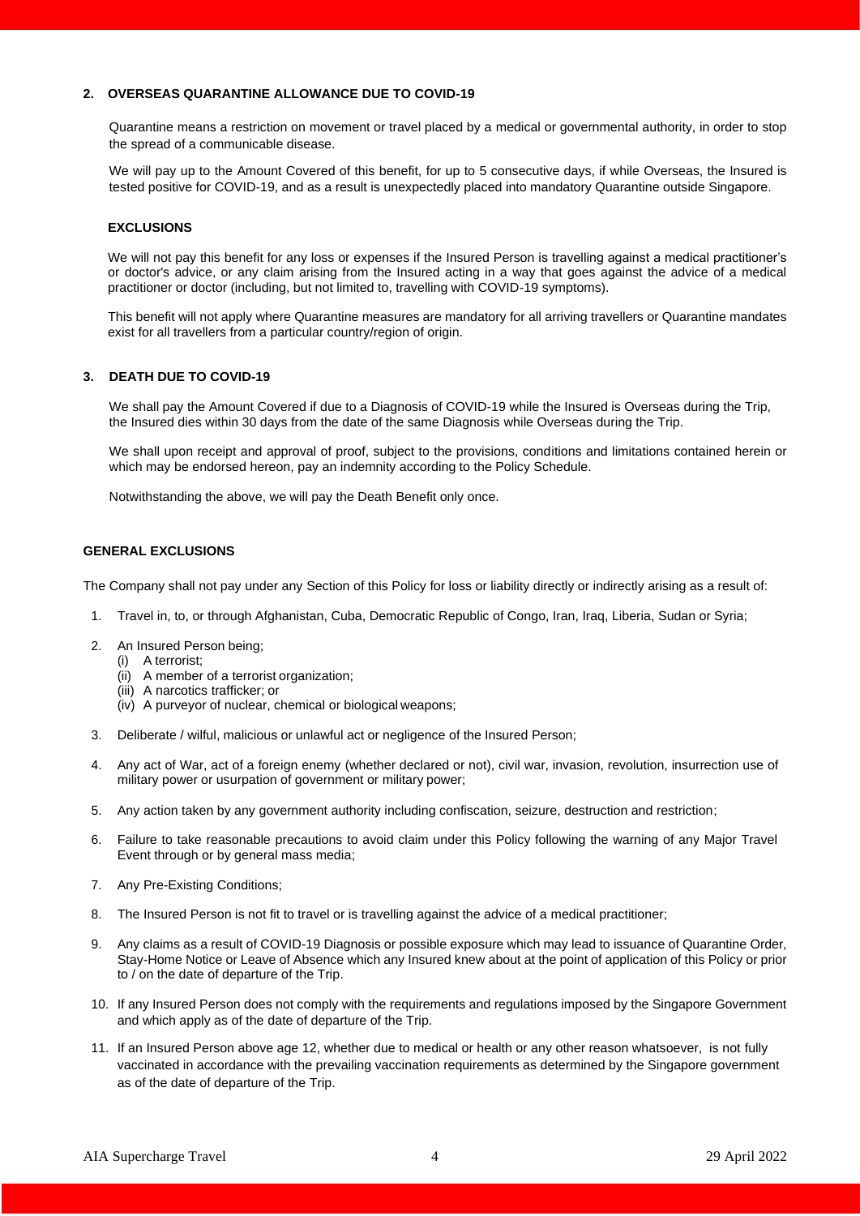### 2. OVERSEAS QUARANTINE ALLOWANCE DUE TO COVID-19

Quarantine means a restriction on movement or travel placed by a medical or governmental authority, in order to stop the spread of a communicable disease.

We will pay up to the Amount Covered of this benefit, for up to 5 consecutive days, if while Overseas, the Insured is tested positive for COVID-19, and as a result is unexpectedly placed into mandatory Quarantine outside Singapore.

#### EXCLUSIONS

We will not pay this benefit for any loss or expenses if the Insured Person is travelling against a medical practitioner's or doctor's advice, or any claim arising from the Insured acting in a way that goes against the advice of a medical practitioner or doctor (including, but not limited to, travelling with COVID-19 symptoms).

This benefit will not apply where Quarantine measures are mandatory for all arriving travellers or Quarantine mandates exist for all travellers from a particular country/region of origin.

### 3. DEATH DUE TO COVID-19

We shall pay the Amount Covered if due to a Diagnosis of COVID-19 while the Insured is Overseas during the Trip, the Insured dies within 30 days from the date of the same Diagnosis while Overseas during the Trip.

We shall upon receipt and approval of proof, subject to the provisions, conditions and limitations contained herein or which may be endorsed hereon, pay an indemnity according to the Policy Schedule.

Notwithstanding the above, we will pay the Death Benefit only once.

## GENERAL EXCLUSIONS

The Company shall not pay under any Section of this Policy for loss or liability directly or indirectly arising as a result of:

1. Travel in, to, or through Afghanistan, Cuba, Democratic Republic of Congo, Iran, Iraq, Liberia, Sudan or Syria;
2. An Insured Person being;
   (i) A terrorist;
   (ii) A member of a terrorist organization;
   (iii) A narcotics trafficker; or
   (iv) A purveyor of nuclear, chemical or biological weapons;
3. Deliberate / wilful, malicious or unlawful act or negligence of the Insured Person;
4. Any act of War, act of a foreign enemy (whether declared or not), civil war, invasion, revolution, insurrection use of military power or usurpation of government or military power;
5. Any action taken by any government authority including confiscation, seizure, destruction and restriction;
6. Failure to take reasonable precautions to avoid claim under this Policy following the warning of any Major Travel Event through or by general mass media;
7. Any Pre-Existing Conditions;
8. The Insured Person is not fit to travel or is travelling against the advice of a medical practitioner;
9. Any claims as a result of COVID-19 Diagnosis or possible exposure which may lead to issuance of Quarantine Order, Stay-Home Notice or Leave of Absence which any Insured knew about at the point of application of this Policy or prior to / on the date of departure of the Trip.
10. If any Insured Person does not comply with the requirements and regulations imposed by the Singapore Government and which apply as of the date of departure of the Trip.
11. If an Insured Person above age 12, whether due to medical or health or any other reason whatsoever, is not fully vaccinated in accordance with the prevailing vaccination requirements as determined by the Singapore government as of the date of departure of the Trip.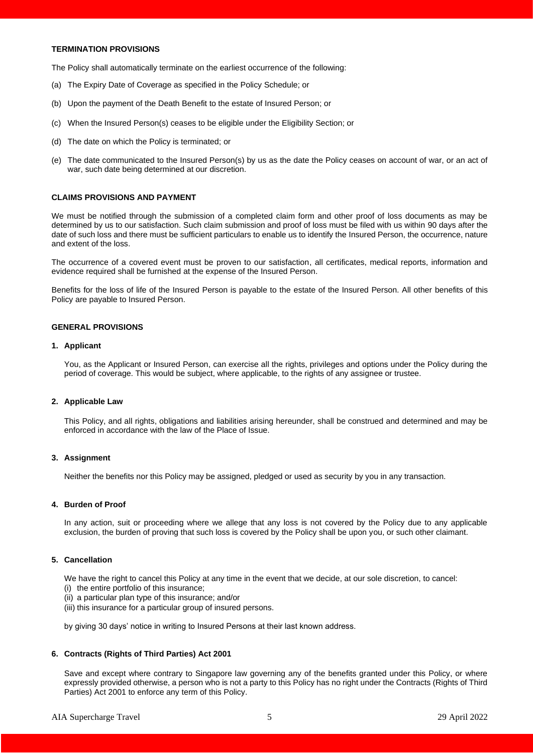## TERMINATION PROVISIONS

The Policy shall automatically terminate on the earliest occurrence of the following:

(a) The Expiry Date of Coverage as specified in the Policy Schedule; or

(b) Upon the payment of the Death Benefit to the estate of Insured Person; or

(c) When the Insured Person(s) ceases to be eligible under the Eligibility Section; or

(d) The date on which the Policy is terminated; or

(e) The date communicated to the Insured Person(s) by us as the date the Policy ceases on account of war, or an act of war, such date being determined at our discretion.

## CLAIMS PROVISIONS AND PAYMENT

We must be notified through the submission of a completed claim form and other proof of loss documents as may be determined by us to our satisfaction. Such claim submission and proof of loss must be filed with us within 90 days after the date of such loss and there must be sufficient particulars to enable us to identify the Insured Person, the occurrence, nature and extent of the loss.

The occurrence of a covered event must be proven to our satisfaction, all certificates, medical reports, information and evidence required shall be furnished at the expense of the Insured Person.

Benefits for the loss of life of the Insured Person is payable to the estate of the Insured Person. All other benefits of this Policy are payable to Insured Person.

## GENERAL PROVISIONS

### 1. Applicant

You, as the Applicant or Insured Person, can exercise all the rights, privileges and options under the Policy during the period of coverage. This would be subject, where applicable, to the rights of any assignee or trustee.

### 2. Applicable Law

This Policy, and all rights, obligations and liabilities arising hereunder, shall be construed and determined and may be enforced in accordance with the law of the Place of Issue.

### 3. Assignment

Neither the benefits nor this Policy may be assigned, pledged or used as security by you in any transaction.

### 4. Burden of Proof

In any action, suit or proceeding where we allege that any loss is not covered by the Policy due to any applicable exclusion, the burden of proving that such loss is covered by the Policy shall be upon you, or such other claimant.

### 5. Cancellation

We have the right to cancel this Policy at any time in the event that we decide, at our sole discretion, to cancel:

(i) the entire portfolio of this insurance;
(ii) a particular plan type of this insurance; and/or
(iii) this insurance for a particular group of insured persons.

by giving 30 days' notice in writing to Insured Persons at their last known address.

### 6. Contracts (Rights of Third Parties) Act 2001

Save and except where contrary to Singapore law governing any of the benefits granted under this Policy, or where expressly provided otherwise, a person who is not a party to this Policy has no right under the Contracts (Rights of Third Parties) Act 2001 to enforce any term of this Policy.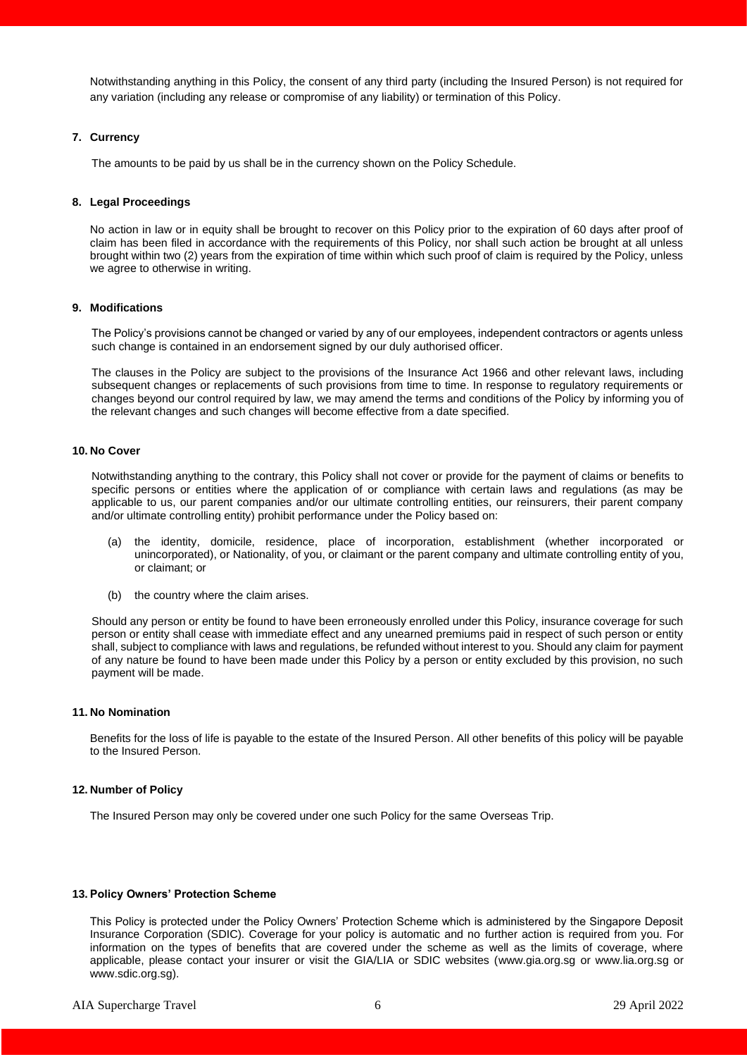Notwithstanding anything in this Policy, the consent of any third party (including the Insured Person) is not required for any variation (including any release or compromise of any liability) or termination of this Policy.

**7. Currency**

The amounts to be paid by us shall be in the currency shown on the Policy Schedule.

**8. Legal Proceedings**

No action in law or in equity shall be brought to recover on this Policy prior to the expiration of 60 days after proof of claim has been filed in accordance with the requirements of this Policy, nor shall such action be brought at all unless brought within two (2) years from the expiration of time within which such proof of claim is required by the Policy, unless we agree to otherwise in writing.

**9. Modifications**

The Policy's provisions cannot be changed or varied by any of our employees, independent contractors or agents unless such change is contained in an endorsement signed by our duly authorised officer.

The clauses in the Policy are subject to the provisions of the Insurance Act 1966 and other relevant laws, including subsequent changes or replacements of such provisions from time to time. In response to regulatory requirements or changes beyond our control required by law, we may amend the terms and conditions of the Policy by informing you of the relevant changes and such changes will become effective from a date specified.

**10. No Cover**

Notwithstanding anything to the contrary, this Policy shall not cover or provide for the payment of claims or benefits to specific persons or entities where the application of or compliance with certain laws and regulations (as may be applicable to us, our parent companies and/or our ultimate controlling entities, our reinsurers, their parent company and/or ultimate controlling entity) prohibit performance under the Policy based on:

(a) the identity, domicile, residence, place of incorporation, establishment (whether incorporated or unincorporated), or Nationality, of you, or claimant or the parent company and ultimate controlling entity of you, or claimant; or

(b) the country where the claim arises.

Should any person or entity be found to have been erroneously enrolled under this Policy, insurance coverage for such person or entity shall cease with immediate effect and any unearned premiums paid in respect of such person or entity shall, subject to compliance with laws and regulations, be refunded without interest to you. Should any claim for payment of any nature be found to have been made under this Policy by a person or entity excluded by this provision, no such payment will be made.

**11. No Nomination**

Benefits for the loss of life is payable to the estate of the Insured Person. All other benefits of this policy will be payable to the Insured Person.

**12. Number of Policy**

The Insured Person may only be covered under one such Policy for the same Overseas Trip.

**13. Policy Owners' Protection Scheme**

This Policy is protected under the Policy Owners' Protection Scheme which is administered by the Singapore Deposit Insurance Corporation (SDIC). Coverage for your policy is automatic and no further action is required from you. For information on the types of benefits that are covered under the scheme as well as the limits of coverage, where applicable, please contact your insurer or visit the GIA/LIA or SDIC websites (www.gia.org.sg or www.lia.org.sg or www.sdic.org.sg).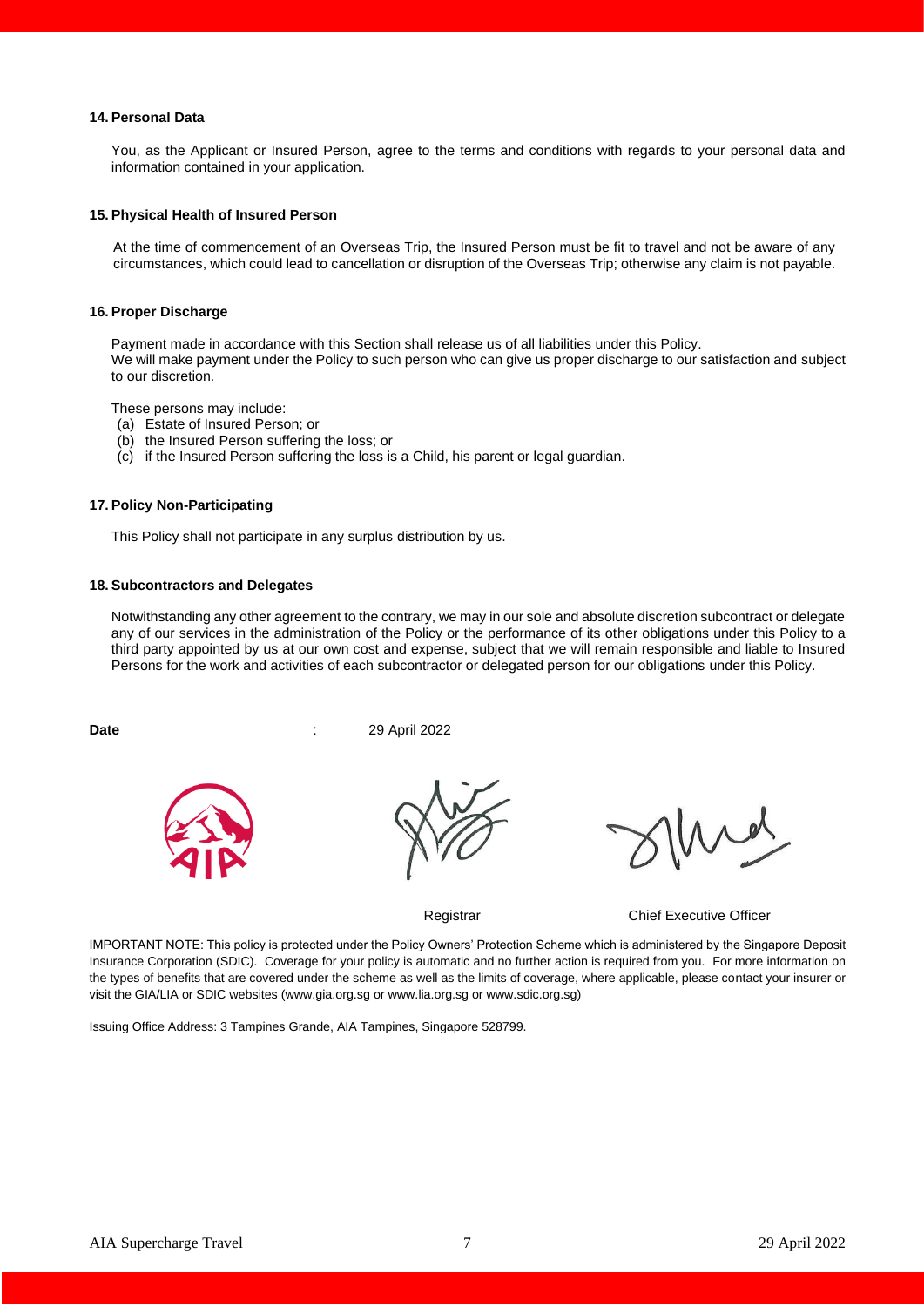**14. Personal Data**

You, as the Applicant or Insured Person, agree to the terms and conditions with regards to your personal data and information contained in your application.

**15. Physical Health of Insured Person**

At the time of commencement of an Overseas Trip, the Insured Person must be fit to travel and not be aware of any circumstances, which could lead to cancellation or disruption of the Overseas Trip; otherwise any claim is not payable.

**16. Proper Discharge**

Payment made in accordance with this Section shall release us of all liabilities under this Policy.
We will make payment under the Policy to such person who can give us proper discharge to our satisfaction and subject to our discretion.

These persons may include:
(a) Estate of Insured Person; or
(b) the Insured Person suffering the loss; or
(c) if the Insured Person suffering the loss is a Child, his parent or legal guardian.

**17. Policy Non-Participating**

This Policy shall not participate in any surplus distribution by us.

**18. Subcontractors and Delegates**

Notwithstanding any other agreement to the contrary, we may in our sole and absolute discretion subcontract or delegate any of our services in the administration of the Policy or the performance of its other obligations under this Policy to a third party appointed by us at our own cost and expense, subject that we will remain responsible and liable to Insured Persons for the work and activities of each subcontractor or delegated person for our obligations under this Policy.

**Date** : 29 April 2022

Registrar

Chief Executive Officer

IMPORTANT NOTE: This policy is protected under the Policy Owners' Protection Scheme which is administered by the Singapore Deposit Insurance Corporation (SDIC). Coverage for your policy is automatic and no further action is required from you. For more information on the types of benefits that are covered under the scheme as well as the limits of coverage, where applicable, please contact your insurer or visit the GIA/LIA or SDIC websites (www.gia.org.sg or www.lia.org.sg or www.sdic.org.sg)

Issuing Office Address: 3 Tampines Grande, AIA Tampines, Singapore 528799.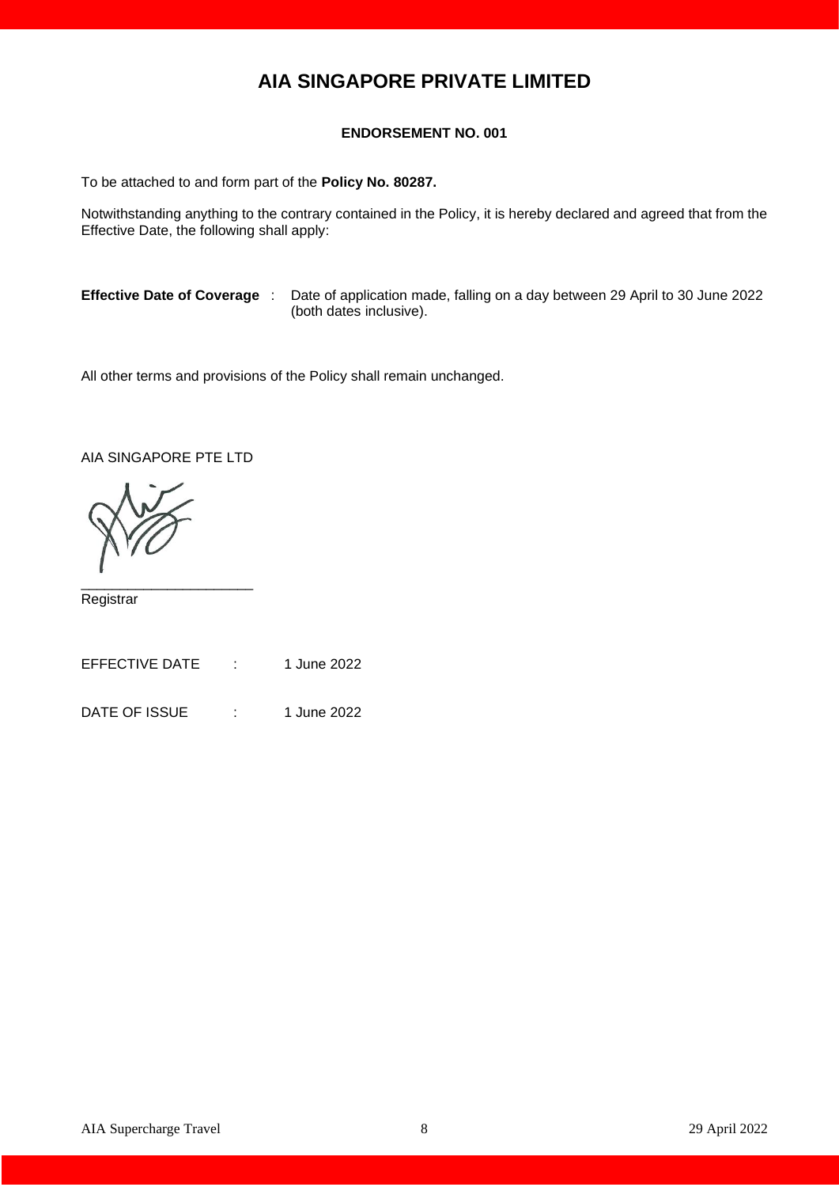# AIA SINGAPORE PRIVATE LIMITED

**ENDORSEMENT NO. 001**

To be attached to and form part of the **Policy No. 80287.**

Notwithstanding anything to the contrary contained in the Policy, it is hereby declared and agreed that from the Effective Date, the following shall apply:

**Effective Date of Coverage** : Date of application made, falling on a day between 29 April to 30 June 2022 (both dates inclusive).

All other terms and provisions of the Policy shall remain unchanged.

AIA SINGAPORE PTE LTD

______________________

Registrar

EFFECTIVE DATE : 1 June 2022

DATE OF ISSUE : 1 June 2022